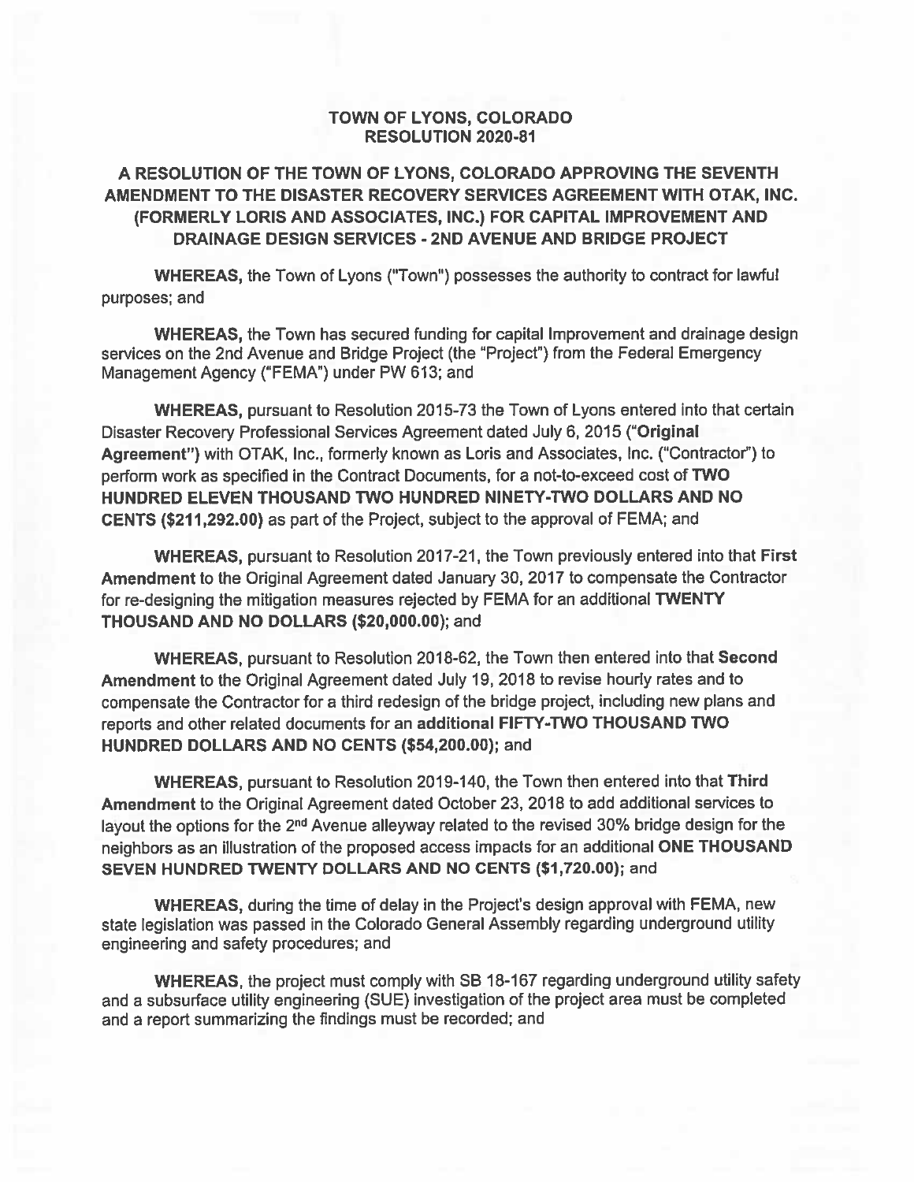**TOWN OF LYONS, COLORADO**
**RESOLUTION 2020-81**

**A RESOLUTION OF THE TOWN OF LYONS, COLORADO APPROVING THE SEVENTH AMENDMENT TO THE DISASTER RECOVERY SERVICES AGREEMENT WITH OTAK, INC. (FORMERLY LORIS AND ASSOCIATES, INC.) FOR CAPITAL IMPROVEMENT AND DRAINAGE DESIGN SERVICES - 2ND AVENUE AND BRIDGE PROJECT**

**WHEREAS,** the Town of Lyons ("Town") possesses the authority to contract for lawful purposes; and

**WHEREAS,** the Town has secured funding for capital Improvement and drainage design services on the 2nd Avenue and Bridge Project (the "Project") from the Federal Emergency Management Agency ("FEMA") under PW 613; and

**WHEREAS,** pursuant to Resolution 2015-73 the Town of Lyons entered into that certain Disaster Recovery Professional Services Agreement dated July 6, 2015 (**"Original Agreement"**) with OTAK, Inc., formerly known as Loris and Associates, Inc. ("Contractor") to perform work as specified in the Contract Documents, for a not-to-exceed cost of **TWO HUNDRED ELEVEN THOUSAND TWO HUNDRED NINETY-TWO DOLLARS AND NO CENTS ($211,292.00)** as part of the Project, subject to the approval of FEMA; and

**WHEREAS,** pursuant to Resolution 2017-21, the Town previously entered into that **First Amendment** to the Original Agreement dated January 30, 2017 to compensate the Contractor for re-designing the mitigation measures rejected by FEMA for an additional **TWENTY THOUSAND AND NO DOLLARS ($20,000.00)**; and

**WHEREAS,** pursuant to Resolution 2018-62, the Town then entered into that **Second Amendment** to the Original Agreement dated July 19, 2018 to revise hourly rates and to compensate the Contractor for a third redesign of the bridge project, including new plans and reports and other related documents for an **additional FIFTY-TWO THOUSAND TWO HUNDRED DOLLARS AND NO CENTS ($54,200.00)**; and

**WHEREAS,** pursuant to Resolution 2019-140, the Town then entered into that **Third Amendment** to the Original Agreement dated October 23, 2018 to add additional services to layout the options for the 2nd Avenue alleyway related to the revised 30% bridge design for the neighbors as an illustration of the proposed access impacts for an additional **ONE THOUSAND SEVEN HUNDRED TWENTY DOLLARS AND NO CENTS ($1,720.00)**; and

**WHEREAS,** during the time of delay in the Project's design approval with FEMA, new state legislation was passed in the Colorado General Assembly regarding underground utility engineering and safety procedures; and

**WHEREAS**, the project must comply with SB 18-167 regarding underground utility safety and a subsurface utility engineering (SUE) investigation of the project area must be completed and a report summarizing the findings must be recorded; and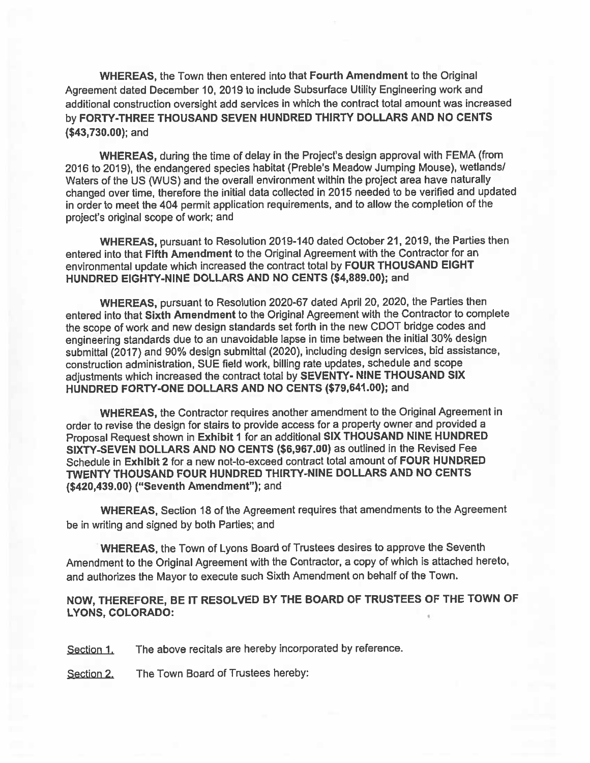**WHEREAS**, the Town then entered into that **Fourth Amendment** to the Original Agreement dated December 10, 2019 to include Subsurface Utility Engineering work and additional construction oversight add services in which the contract total amount was increased by **FORTY-THREE THOUSAND SEVEN HUNDRED THIRTY DOLLARS AND NO CENTS ($43,730.00)**; and

**WHEREAS,** during the time of delay in the Project's design approval with FEMA (from 2016 to 2019), the endangered species habitat (Preble's Meadow Jumping Mouse), wetlands/ Waters of the US (WUS) and the overall environment within the project area have naturally changed over time, therefore the initial data collected in 2015 needed to be verified and updated in order to meet the 404 permit application requirements, and to allow the completion of the project's original scope of work; and

**WHEREAS,** pursuant to Resolution 2019-140 dated October 21, 2019, the Parties then entered into that **Fifth Amendment** to the Original Agreement with the Contractor for an environmental update which increased the contract total by **FOUR THOUSAND EIGHT HUNDRED EIGHTY-NINE DOLLARS AND NO CENTS ($4,889.00)**; and

**WHEREAS,** pursuant to Resolution 2020-67 dated April 20, 2020, the Parties then entered into that **Sixth Amendment** to the Original Agreement with the Contractor to complete the scope of work and new design standards set forth in the new CDOT bridge codes and engineering standards due to an unavoidable lapse in time between the initial 30% design submittal (2017) and 90% design submittal (2020), including design services, bid assistance, construction administration, SUE field work, billing rate updates, schedule and scope adjustments which increased the contract total by **SEVENTY- NINE THOUSAND SIX HUNDRED FORTY-ONE DOLLARS AND NO CENTS ($79,641.00)**; and

**WHEREAS,** the Contractor requires another amendment to the Original Agreement in order to revise the design for stairs to provide access for a property owner and provided a Proposal Request shown in **Exhibit 1** for an additional **SIX THOUSAND NINE HUNDRED SIXTY-SEVEN DOLLARS AND NO CENTS ($6,967.00)** as outlined in the Revised Fee Schedule in **Exhibit 2** for a new not-to-exceed contract total amount of **FOUR HUNDRED TWENTY THOUSAND FOUR HUNDRED THIRTY-NINE DOLLARS AND NO CENTS ($420,439.00) ("Seventh Amendment")**; and

**WHEREAS,** Section 18 of the Agreement requires that amendments to the Agreement be in writing and signed by both Parties; and

**WHEREAS,** the Town of Lyons Board of Trustees desires to approve the Seventh Amendment to the Original Agreement with the Contractor, a copy of which is attached hereto, and authorizes the Mayor to execute such Sixth Amendment on behalf of the Town.

**NOW, THEREFORE, BE IT RESOLVED BY THE BOARD OF TRUSTEES OF THE TOWN OF LYONS, COLORADO:**

Section 1. The above recitals are hereby incorporated by reference.

Section 2. The Town Board of Trustees hereby: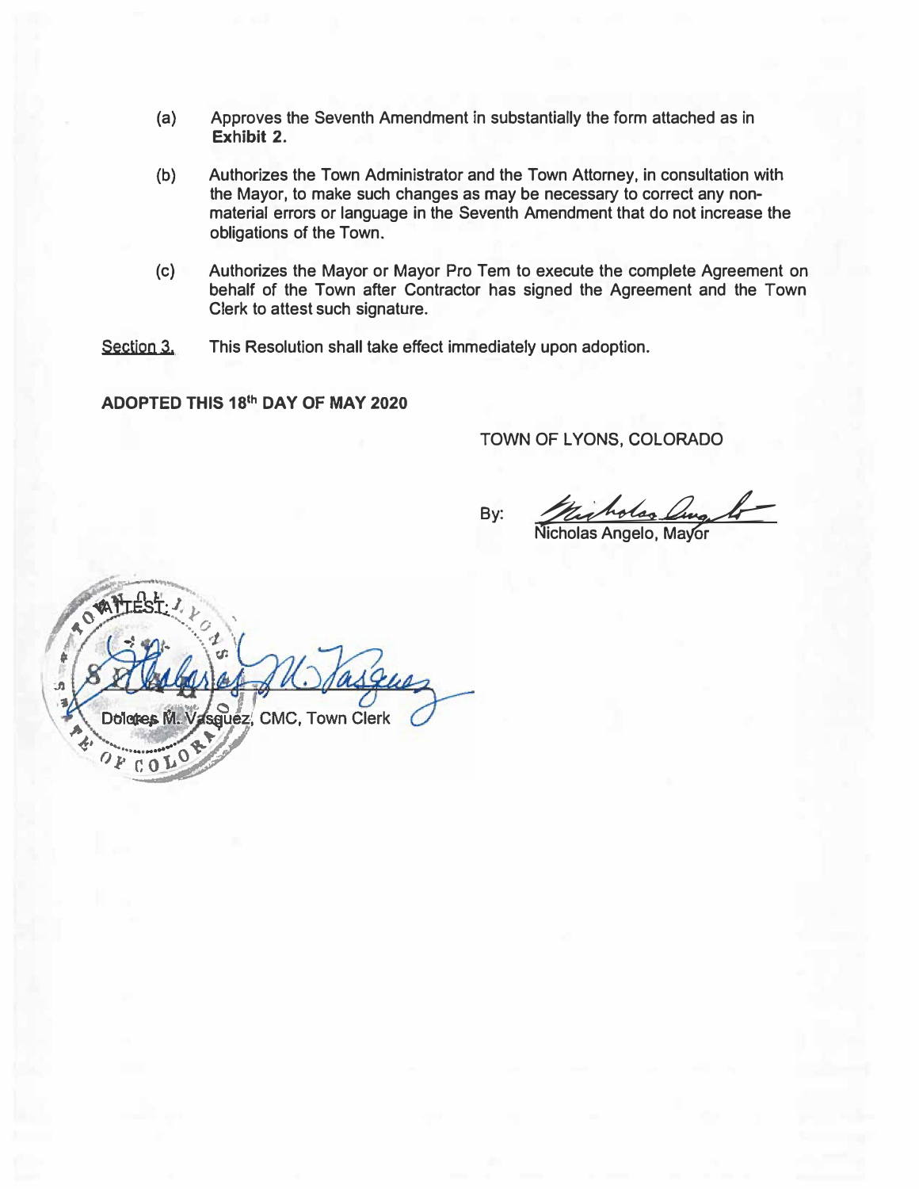(a) Approves the Seventh Amendment in substantially the form attached as in **Exhibit 2.**

(b) Authorizes the Town Administrator and the Town Attorney, in consultation with the Mayor, to make such changes as may be necessary to correct any non-material errors or language in the Seventh Amendment that do not increase the obligations of the Town.

(c) Authorizes the Mayor or Mayor Pro Tem to execute the complete Agreement on behalf of the Town after Contractor has signed the Agreement and the Town Clerk to attest such signature.

Section 3. This Resolution shall take effect immediately upon adoption.

**ADOPTED THIS 18th DAY OF MAY 2020**

TOWN OF LYONS, COLORADO

By: ______________________
Nicholas Angelo, Mayor

ATTEST:

______________________
Dolores M. Vasquez, CMC, Town Clerk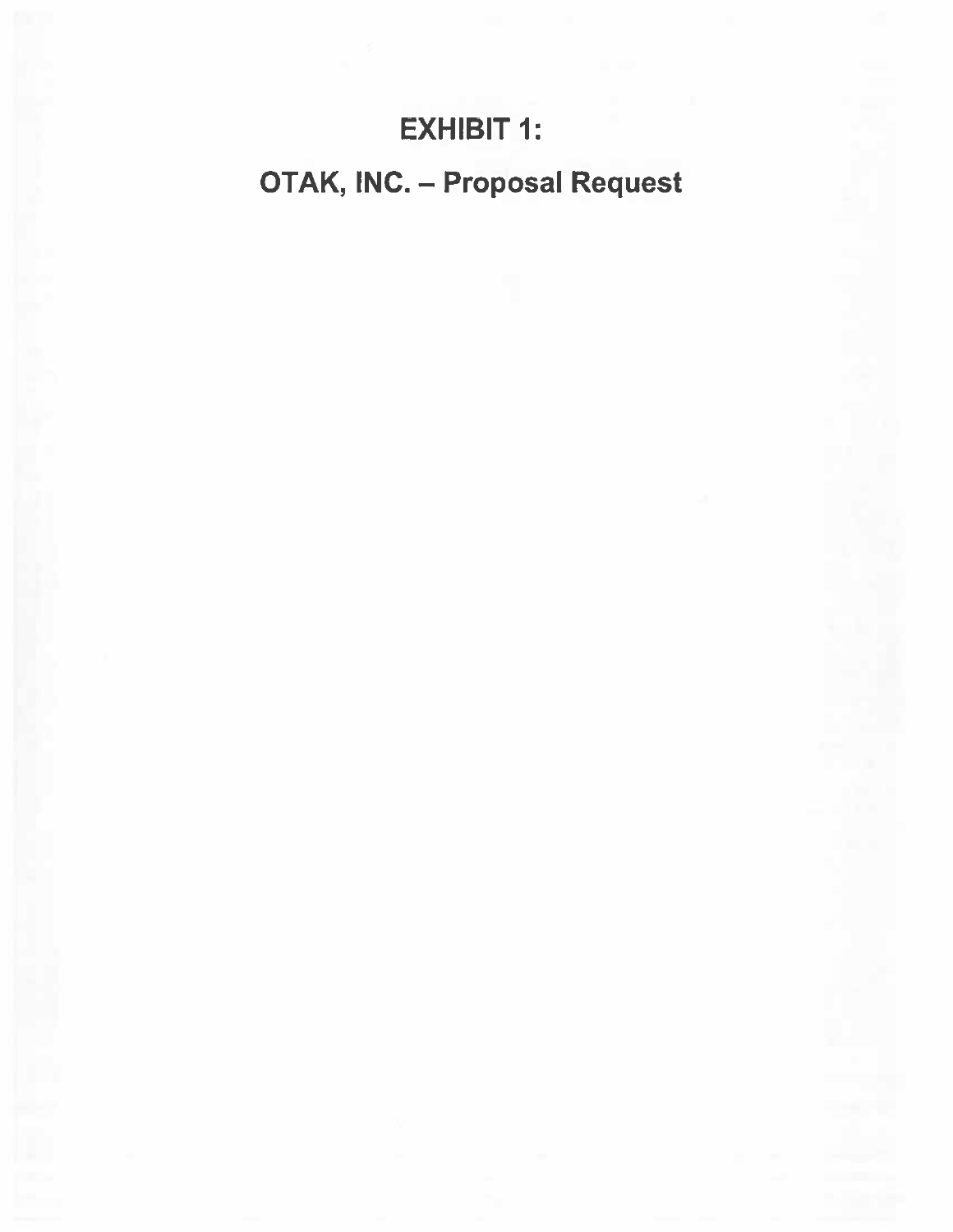# EXHIBIT 1:

# OTAK, INC. – Proposal Request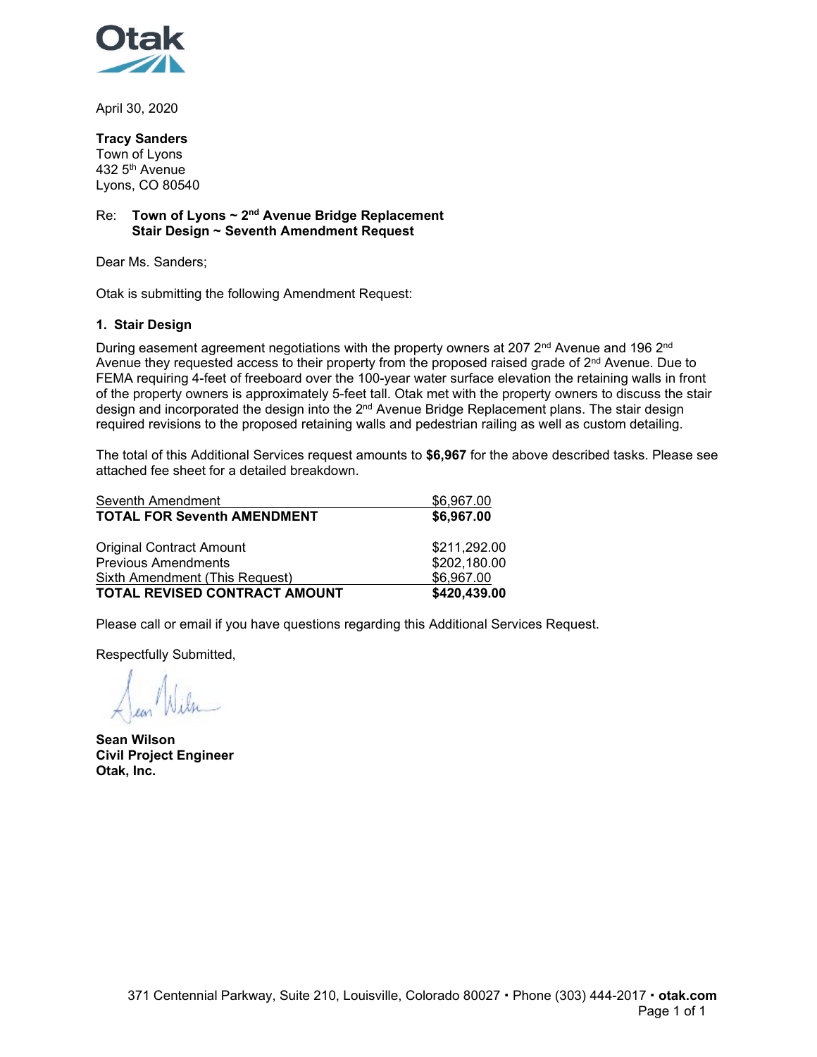April 30, 2020

**Tracy Sanders**
Town of Lyons
432 5th Avenue
Lyons, CO 80540

Re: **Town of Lyons ~ 2nd Avenue Bridge Replacement**
**Stair Design ~ Seventh Amendment Request**

Dear Ms. Sanders;

Otak is submitting the following Amendment Request:

**1. Stair Design**

During easement agreement negotiations with the property owners at 207 2nd Avenue and 196 2nd Avenue they requested access to their property from the proposed raised grade of 2nd Avenue. Due to FEMA requiring 4-feet of freeboard over the 100-year water surface elevation the retaining walls in front of the property owners is approximately 5-feet tall. Otak met with the property owners to discuss the stair design and incorporated the design into the 2nd Avenue Bridge Replacement plans. The stair design required revisions to the proposed retaining walls and pedestrian railing as well as custom detailing.

The total of this Additional Services request amounts to **$6,967** for the above described tasks. Please see attached fee sheet for a detailed breakdown.

| | |
|---|---|
| Seventh Amendment | $6,967.00 |
| **TOTAL FOR Seventh AMENDMENT** | **$6,967.00** |
| | |
| Original Contract Amount | $211,292.00 |
| Previous Amendments | $202,180.00 |
| Sixth Amendment (This Request) | $6,967.00 |
| **TOTAL REVISED CONTRACT AMOUNT** | **$420,439.00** |

Please call or email if you have questions regarding this Additional Services Request.

Respectfully Submitted,

**Sean Wilson**
**Civil Project Engineer**
**Otak, Inc.**

371 Centennial Parkway, Suite 210, Louisville, Colorado 80027 ▪ Phone (303) 444-2017 ▪ **otak.com**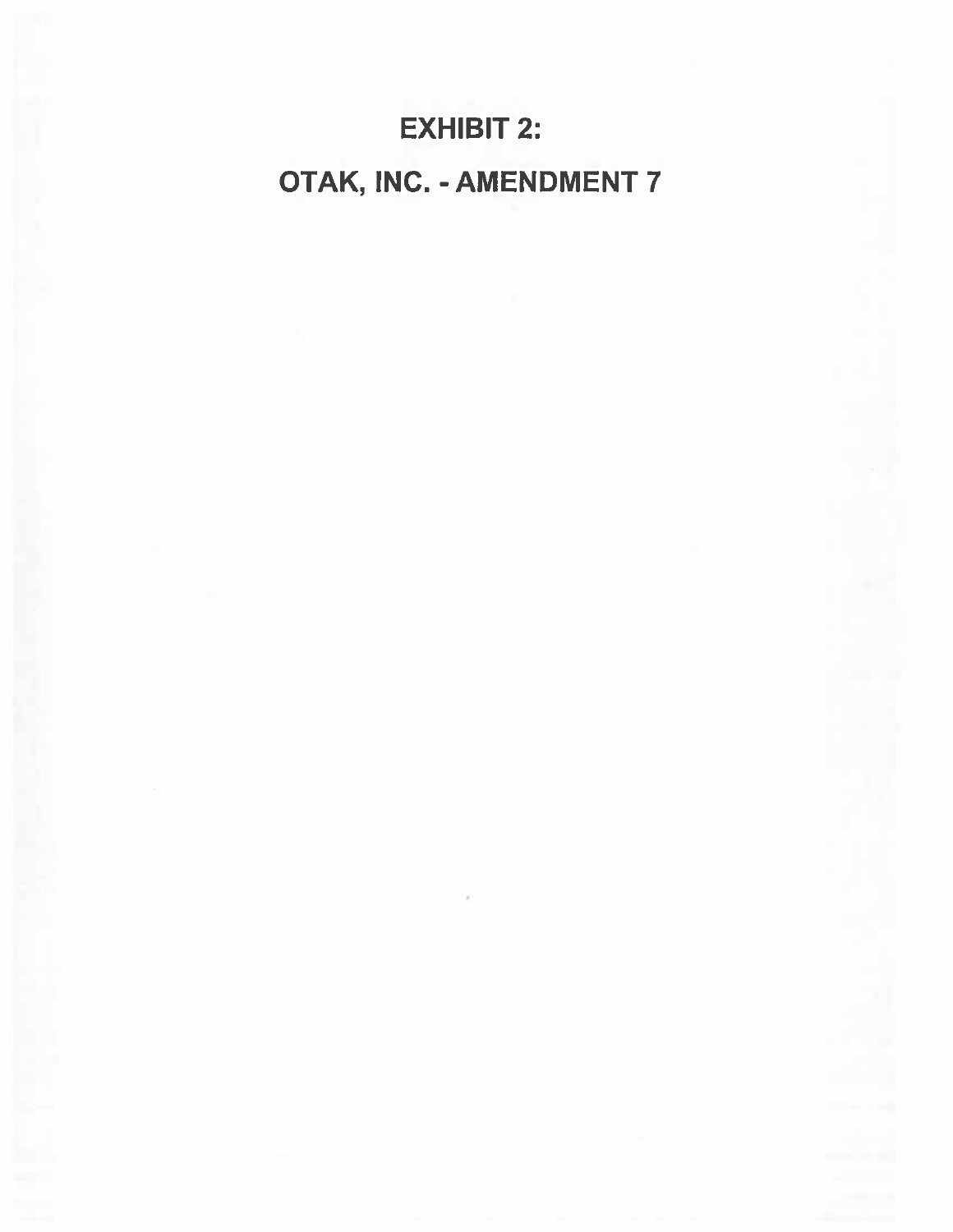# EXHIBIT 2:

# OTAK, INC. - AMENDMENT 7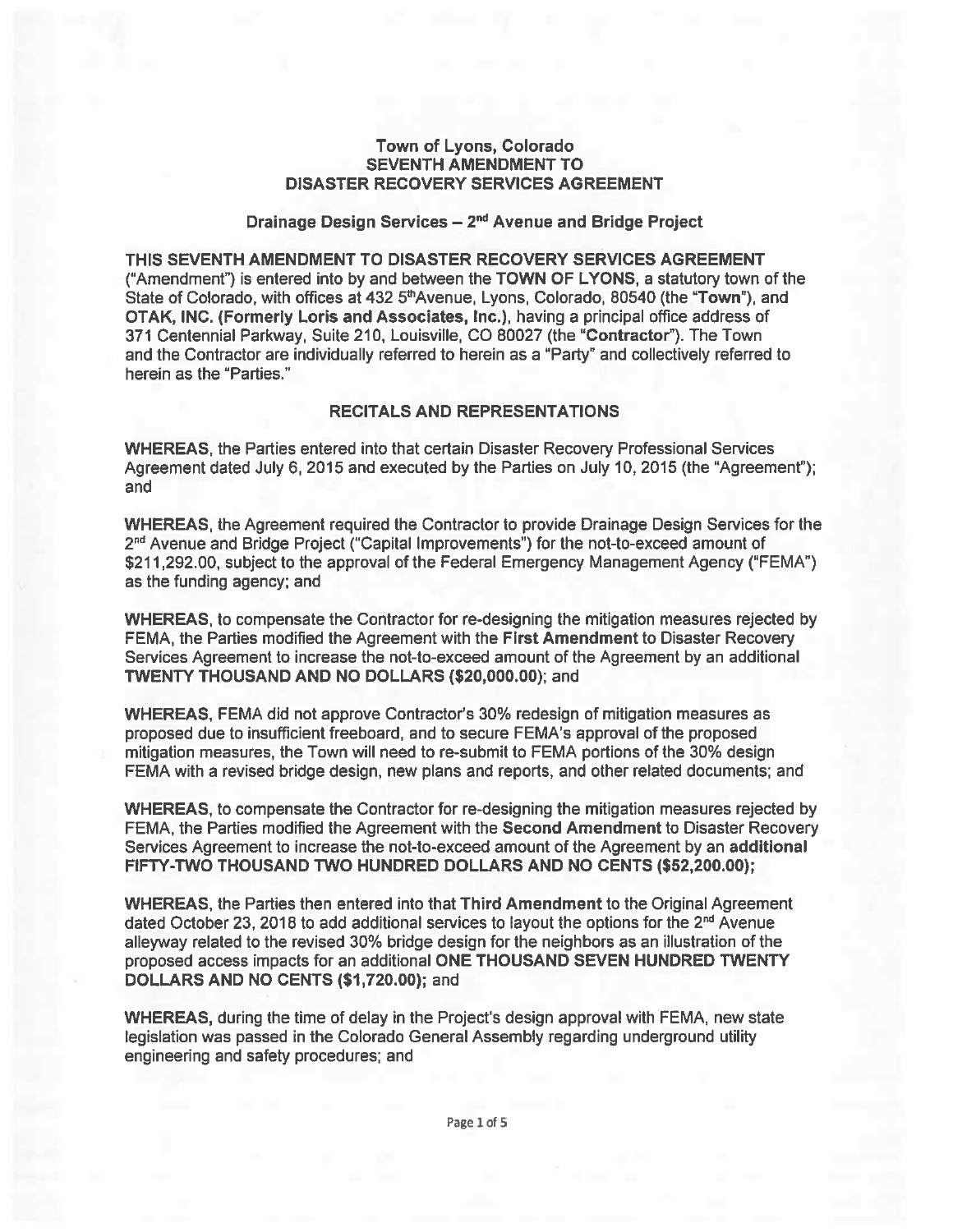**Town of Lyons, Colorado**
**SEVENTH AMENDMENT TO**
**DISASTER RECOVERY SERVICES AGREEMENT**

**Drainage Design Services – 2nd Avenue and Bridge Project**

**THIS SEVENTH AMENDMENT TO DISASTER RECOVERY SERVICES AGREEMENT** ("Amendment") is entered into by and between the **TOWN OF LYONS**, a statutory town of the State of Colorado, with offices at 432 5th Avenue, Lyons, Colorado, 80540 (the "**Town**"), and **OTAK, INC. (Formerly Loris and Associates, Inc.)**, having a principal office address of 371 Centennial Parkway, Suite 210, Louisville, CO 80027 (the "**Contractor**"). The Town and the Contractor are individually referred to herein as a "Party" and collectively referred to herein as the "Parties."

**RECITALS AND REPRESENTATIONS**

**WHEREAS**, the Parties entered into that certain Disaster Recovery Professional Services Agreement dated July 6, 2015 and executed by the Parties on July 10, 2015 (the "Agreement"); and

**WHEREAS**, the Agreement required the Contractor to provide Drainage Design Services for the 2nd Avenue and Bridge Project ("Capital Improvements") for the not-to-exceed amount of $211,292.00, subject to the approval of the Federal Emergency Management Agency ("FEMA") as the funding agency; and

**WHEREAS**, to compensate the Contractor for re-designing the mitigation measures rejected by FEMA, the Parties modified the Agreement with the **First Amendment** to Disaster Recovery Services Agreement to increase the not-to-exceed amount of the Agreement by an additional **TWENTY THOUSAND AND NO DOLLARS ($20,000.00)**; and

**WHEREAS**, FEMA did not approve Contractor's 30% redesign of mitigation measures as proposed due to insufficient freeboard, and to secure FEMA's approval of the proposed mitigation measures, the Town will need to re-submit to FEMA portions of the 30% design FEMA with a revised bridge design, new plans and reports, and other related documents; and

**WHEREAS**, to compensate the Contractor for re-designing the mitigation measures rejected by FEMA, the Parties modified the Agreement with the **Second Amendment** to Disaster Recovery Services Agreement to increase the not-to-exceed amount of the Agreement by an **additional FIFTY-TWO THOUSAND TWO HUNDRED DOLLARS AND NO CENTS ($52,200.00);**

**WHEREAS**, the Parties then entered into that **Third Amendment** to the Original Agreement dated October 23, 2018 to add additional services to layout the options for the 2nd Avenue alleyway related to the revised 30% bridge design for the neighbors as an illustration of the proposed access impacts for an additional **ONE THOUSAND SEVEN HUNDRED TWENTY DOLLARS AND NO CENTS ($1,720.00)**; and

**WHEREAS,** during the time of delay in the Project's design approval with FEMA, new state legislation was passed in the Colorado General Assembly regarding underground utility engineering and safety procedures; and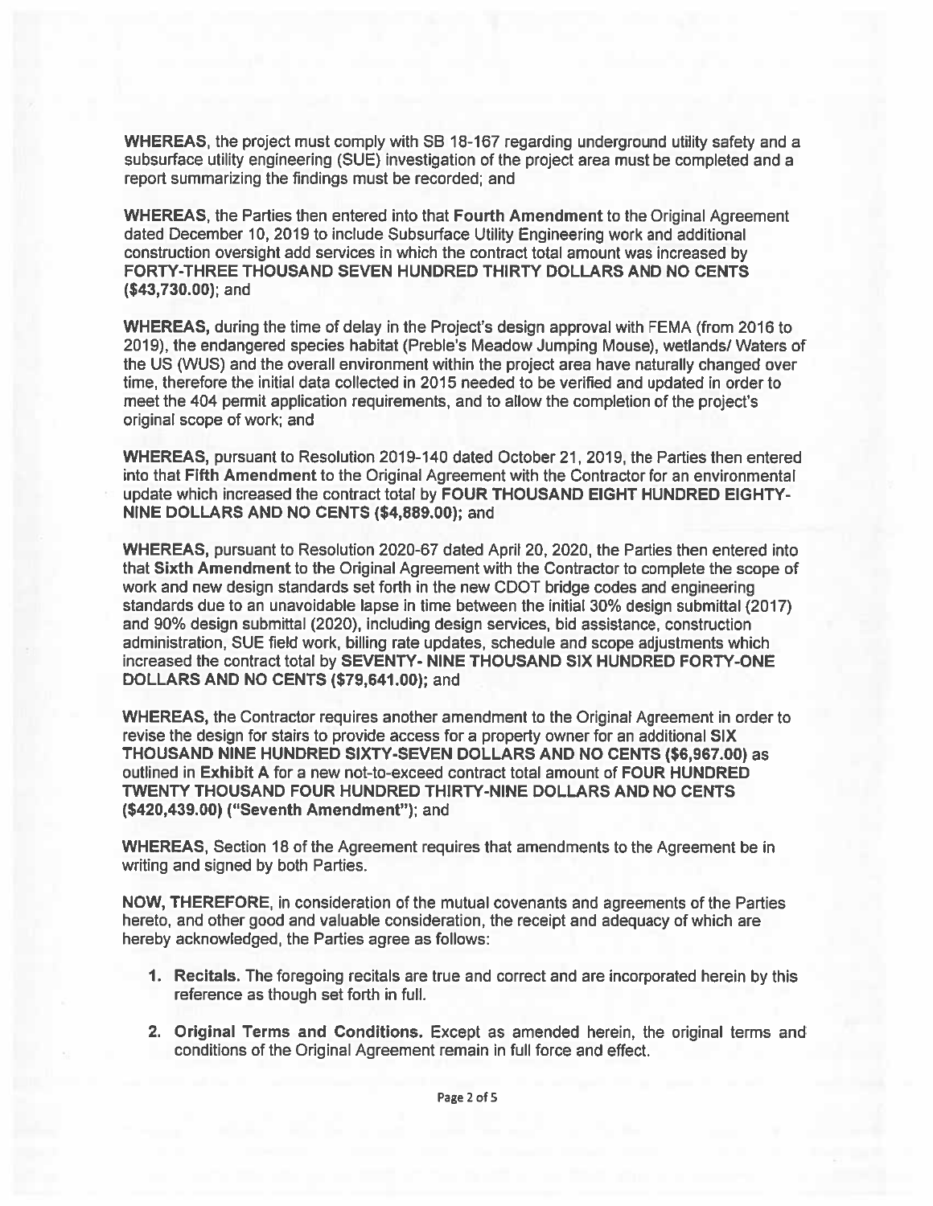**WHEREAS**, the project must comply with SB 18-167 regarding underground utility safety and a subsurface utility engineering (SUE) investigation of the project area must be completed and a report summarizing the findings must be recorded; and

**WHEREAS**, the Parties then entered into that **Fourth Amendment** to the Original Agreement dated December 10, 2019 to include Subsurface Utility Engineering work and additional construction oversight add services in which the contract total amount was increased by **FORTY-THREE THOUSAND SEVEN HUNDRED THIRTY DOLLARS AND NO CENTS ($43,730.00)**; and

**WHEREAS,** during the time of delay in the Project's design approval with FEMA (from 2016 to 2019), the endangered species habitat (Preble's Meadow Jumping Mouse), wetlands/ Waters of the US (WUS) and the overall environment within the project area have naturally changed over time, therefore the initial data collected in 2015 needed to be verified and updated in order to meet the 404 permit application requirements, and to allow the completion of the project's original scope of work; and

**WHEREAS,** pursuant to Resolution 2019-140 dated October 21, 2019, the Parties then entered into that **Fifth Amendment** to the Original Agreement with the Contractor for an environmental update which increased the contract total by **FOUR THOUSAND EIGHT HUNDRED EIGHTY-NINE DOLLARS AND NO CENTS ($4,889.00)**; and

**WHEREAS,** pursuant to Resolution 2020-67 dated April 20, 2020, the Parties then entered into that **Sixth Amendment** to the Original Agreement with the Contractor to complete the scope of work and new design standards set forth in the new CDOT bridge codes and engineering standards due to an unavoidable lapse in time between the initial 30% design submittal (2017) and 90% design submittal (2020), including design services, bid assistance, construction administration, SUE field work, billing rate updates, schedule and scope adjustments which increased the contract total by **SEVENTY- NINE THOUSAND SIX HUNDRED FORTY-ONE DOLLARS AND NO CENTS ($79,641.00)**; and

**WHEREAS,** the Contractor requires another amendment to the Original Agreement in order to revise the design for stairs to provide access for a property owner for an additional **SIX THOUSAND NINE HUNDRED SIXTY-SEVEN DOLLARS AND NO CENTS ($6,967.00)** as outlined in **Exhibit A** for a new not-to-exceed contract total amount of **FOUR HUNDRED TWENTY THOUSAND FOUR HUNDRED THIRTY-NINE DOLLARS AND NO CENTS ($420,439.00) ("Seventh Amendment")**; and

**WHEREAS**, Section 18 of the Agreement requires that amendments to the Agreement be in writing and signed by both Parties.

**NOW, THEREFORE**, in consideration of the mutual covenants and agreements of the Parties hereto, and other good and valuable consideration, the receipt and adequacy of which are hereby acknowledged, the Parties agree as follows:

1. **Recitals.** The foregoing recitals are true and correct and are incorporated herein by this reference as though set forth in full.
2. **Original Terms and Conditions.** Except as amended herein, the original terms and conditions of the Original Agreement remain in full force and effect.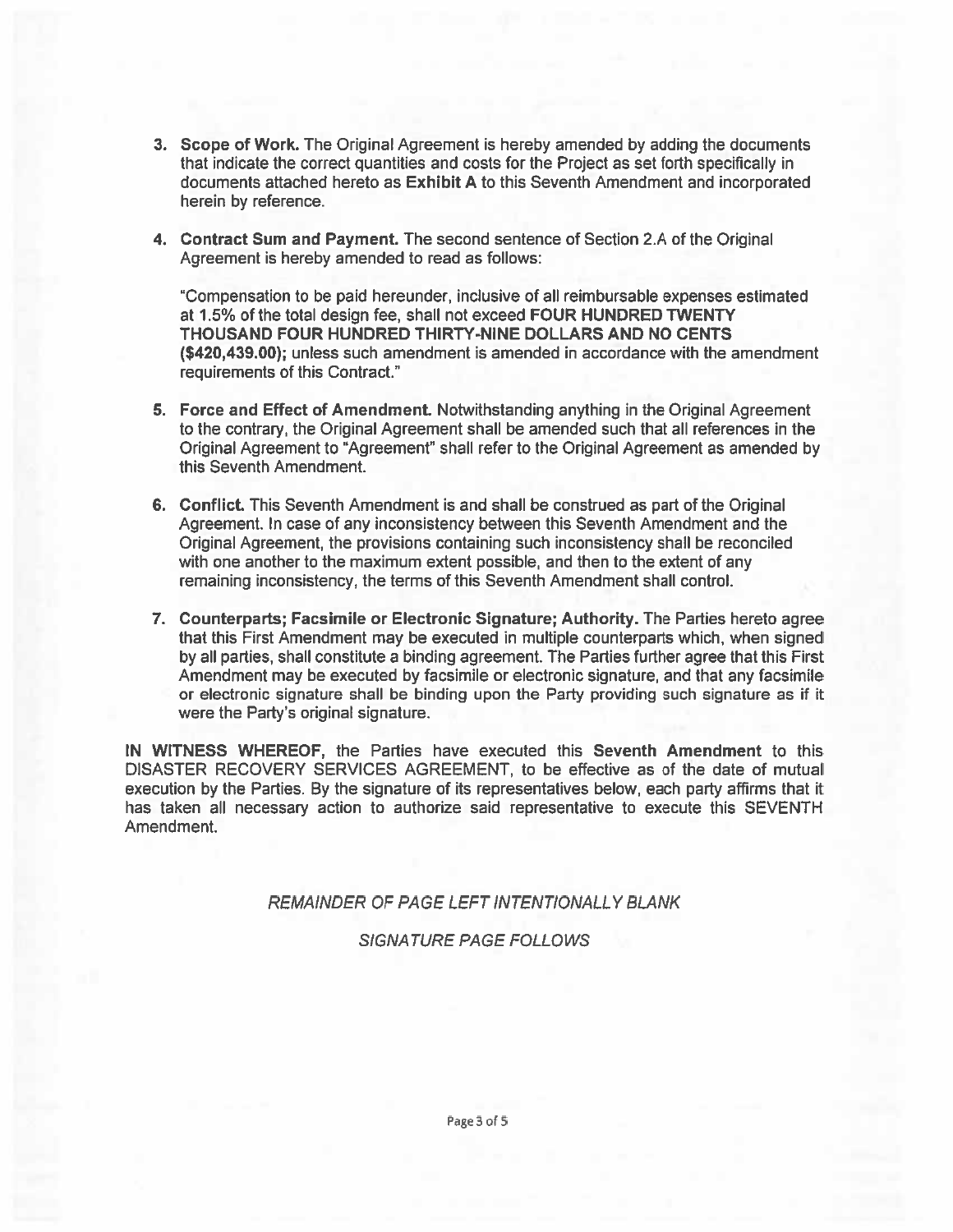3. **Scope of Work.** The Original Agreement is hereby amended by adding the documents that indicate the correct quantities and costs for the Project as set forth specifically in documents attached hereto as **Exhibit A** to this Seventh Amendment and incorporated herein by reference.

4. **Contract Sum and Payment.** The second sentence of Section 2.A of the Original Agreement is hereby amended to read as follows:

   "Compensation to be paid hereunder, inclusive of all reimbursable expenses estimated at 1.5% of the total design fee, shall not exceed **FOUR HUNDRED TWENTY THOUSAND FOUR HUNDRED THIRTY-NINE DOLLARS AND NO CENTS ($420,439.00);** unless such amendment is amended in accordance with the amendment requirements of this Contract."

5. **Force and Effect of Amendment.** Notwithstanding anything in the Original Agreement to the contrary, the Original Agreement shall be amended such that all references in the Original Agreement to "Agreement" shall refer to the Original Agreement as amended by this Seventh Amendment.

6. **Conflict.** This Seventh Amendment is and shall be construed as part of the Original Agreement. In case of any inconsistency between this Seventh Amendment and the Original Agreement, the provisions containing such inconsistency shall be reconciled with one another to the maximum extent possible, and then to the extent of any remaining inconsistency, the terms of this Seventh Amendment shall control.

7. **Counterparts; Facsimile or Electronic Signature; Authority.** The Parties hereto agree that this First Amendment may be executed in multiple counterparts which, when signed by all parties, shall constitute a binding agreement. The Parties further agree that this First Amendment may be executed by facsimile or electronic signature, and that any facsimile or electronic signature shall be binding upon the Party providing such signature as if it were the Party's original signature.

**IN WITNESS WHEREOF,** the Parties have executed this **Seventh Amendment** to this DISASTER RECOVERY SERVICES AGREEMENT, to be effective as of the date of mutual execution by the Parties. By the signature of its representatives below, each party affirms that it has taken all necessary action to authorize said representative to execute this SEVENTH Amendment.

*REMAINDER OF PAGE LEFT INTENTIONALLY BLANK*

*SIGNATURE PAGE FOLLOWS*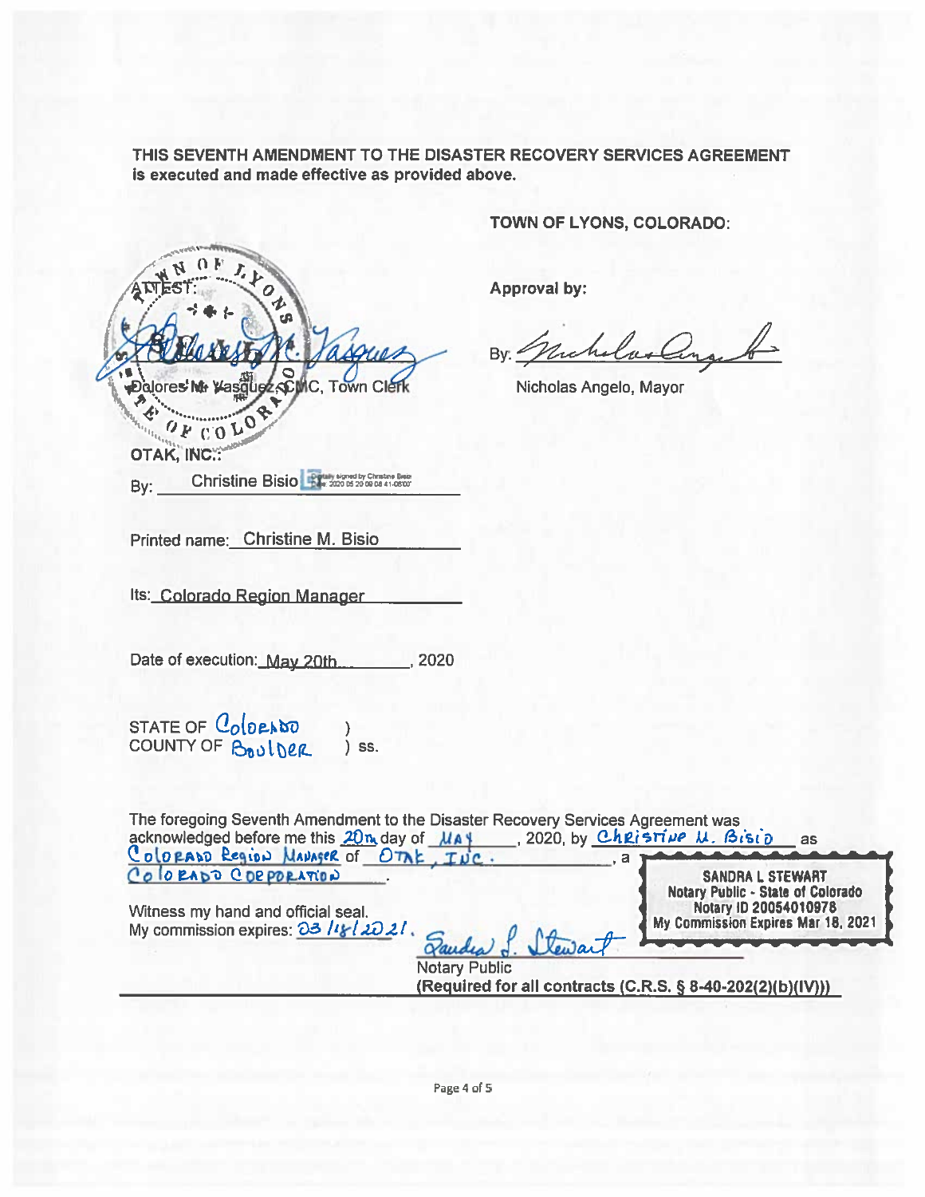**THIS SEVENTH AMENDMENT TO THE DISASTER RECOVERY SERVICES AGREEMENT is executed and made effective as provided above.**

**TOWN OF LYONS, COLORADO:**

**Approval by:**

By: Nicholas Angelo

Nicholas Angelo, Mayor

ATTEST:

Dolores M. Vasquez

Dolores M. Vasquez, CMC, Town Clerk

**OTAK, INC.:**

By: Christine Bisio Digitally signed by Christine Bisio Date: 2020.05.20 09:08:41-06'00'

Printed name: Christine M. Bisio

Its: Colorado Region Manager

Date of execution: May 20th, 2020

STATE OF Colorado )
COUNTY OF Boulder ) ss.

The foregoing Seventh Amendment to the Disaster Recovery Services Agreement was acknowledged before me this 20th day of May, 2020, by Christine M. Bisio as Colorado Region Manager of OTAK, Inc., a Colorado Corporation.

SANDRA L STEWART
Notary Public - State of Colorado
Notary ID 20054010978
My Commission Expires Mar 18, 2021

Witness my hand and official seal.
My commission expires: 03/18/2021.

Sandra L. Stewart

Notary Public

**(Required for all contracts (C.R.S. § 8-40-202(2)(b)(IV)))**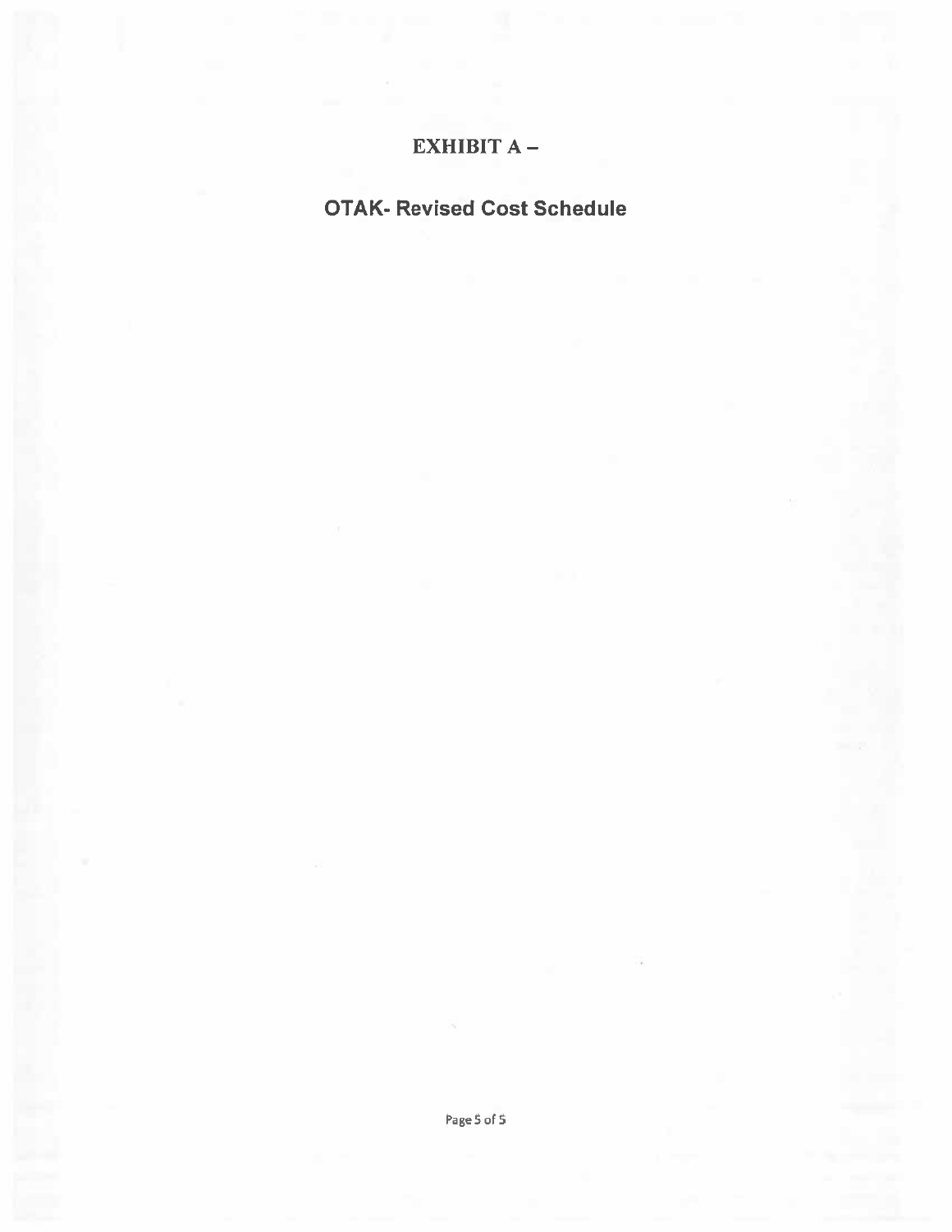# EXHIBIT A –

## OTAK- Revised Cost Schedule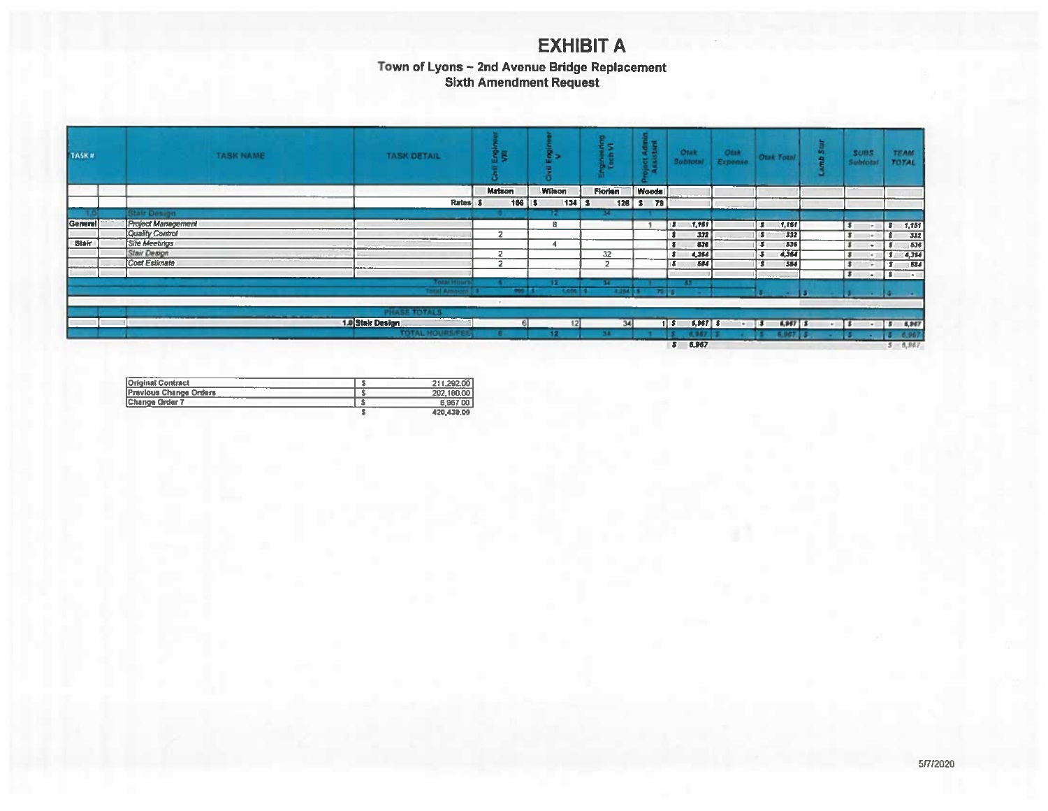# EXHIBIT A

## Town of Lyons ~ 2nd Avenue Bridge Replacement
## Sixth Amendment Request

| TASK # | | TASK NAME | TASK DETAIL | Civil Engineer VIII | Civil Engineer V | Engineering Tech VI | Project Admin Assistant | Otak Subtotal | Otak Expense | Otak Total | Lamb Star | SUBS Subtotal | TEAM TOTAL |
|---|---|---|---|---|---|---|---|---|---|---|---|---|---|
| | | | | Matson | Wilson | Florian | Woods | | | | | | |
| | | | Rates | $ 166 | $ 134 | $ 126 | $ 79 | | | | | | |
| 1.0 | | Stair Design | | 6 | 12 | 34 | 1 | | | | | | |
| General | | Project Management | | | 8 | | 1 | $ 1,151 | | $ 1,151 | | $ - | $ 1,151 |
| | | Quality Control | | 2 | | | | $ 332 | | $ 332 | | $ - | $ 332 |
| Stair | | Site Meetings | | | 4 | | | $ 536 | | $ 536 | | $ - | $ 536 |
| | | Stair Design | | 2 | | 32 | | $ 4,364 | | $ 4,364 | | $ - | $ 4,364 |
| | | Cost Estimate | | 2 | | 2 | | $ 584 | | $ 584 | | $ - | $ 584 |
| | | | | | | | | | | | | $ - | $ - |
| | | | Total Hours | 6 | 12 | 34 | 1 | 53 | | | | | |
| | | | Total Amount | $ 996 | $ 1,608 | $ 4,284 | $ 79 | $ - | | $ - | $ - | $ - | $ - |
| | | | PHASE TOTALS | | | | | | | | | | |
| | | 1.0 | Stair Design | 6 | 12 | 34 | 1 | $ 6,967 | $ - | $ 6,967 | $ - | $ - | $ 6,967 |
| | | | TOTAL HOURS/FEE | 6 | 12 | 34 | 1 | $ 6,967 | $ - | $ 6,967 | $ - | $ - | $ 6,967 |
| | | | | | | | | $ 6,967 | | | | | $ 6,967 |

| | | |
|---|---|---|
| Original Contract | $ | 211,292.00 |
| Previous Change Orders | $ | 202,180.00 |
| Change Order 7 | $ | 6,967.00 |
| | $ | 420,439.00 |

5/7/2020